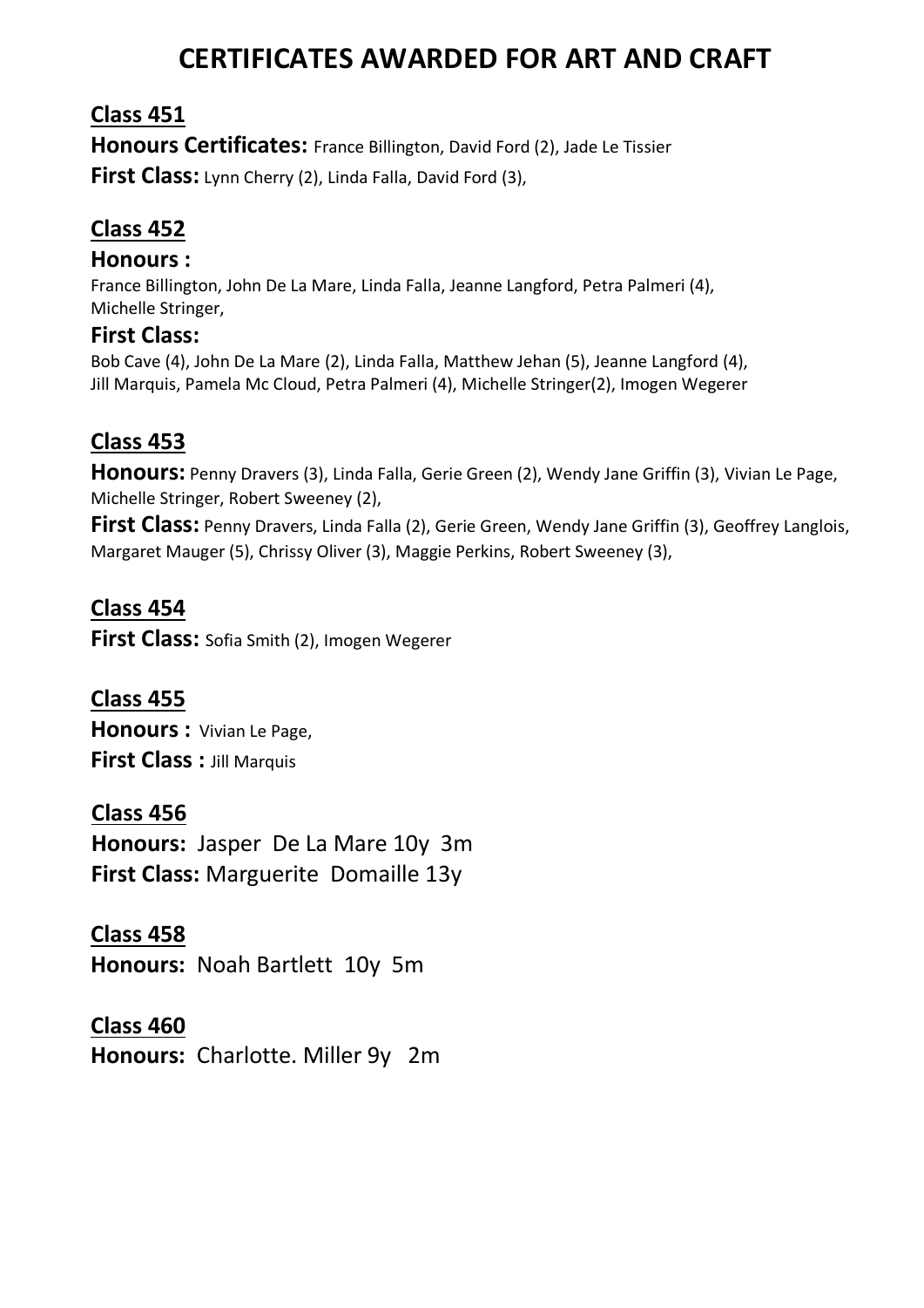# CERTIFICATES AWARDED FOR ART AND CRAFT

## Class 451

**Honours Certificates:** France Billington, David Ford (2), Jade Le Tissier

**First Class:** Lynn Cherry (2), Linda Falla, David Ford (3),

## Class 452

**Honours :**

France Billington, John De La Mare, Linda Falla, Jeanne Langford, Petra Palmeri (4), Michelle Stringer,

**First Class:**

Bob Cave (4), John De La Mare (2), Linda Falla, Matthew Jehan (5), Jeanne Langford (4), Jill Marquis, Pamela Mc Cloud, Petra Palmeri (4), Michelle Stringer(2), Imogen Wegerer

## Class 453

**Honours:** Penny Dravers (3), Linda Falla, Gerie Green (2), Wendy Jane Griffin (3), Vivian Le Page, Michelle Stringer, Robert Sweeney (2),

**First Class:** Penny Dravers, Linda Falla (2), Gerie Green, Wendy Jane Griffin (3), Geoffrey Langlois, Margaret Mauger (5), Chrissy Oliver (3), Maggie Perkins, Robert Sweeney (3),

## Class 454

**First Class:** Sofia Smith (2), Imogen Wegerer

## Class 455

**Honours :** Vivian Le Page,

**First Class :** Jill Marquis

## Class 456

**Honours:** Jasper De La Mare 10y 3m

**First Class:** Marguerite Domaille 13y

## Class 458

**Honours:** Noah Bartlett 10y 5m

## Class 460

**Honours:** Charlotte. Miller 9y 2m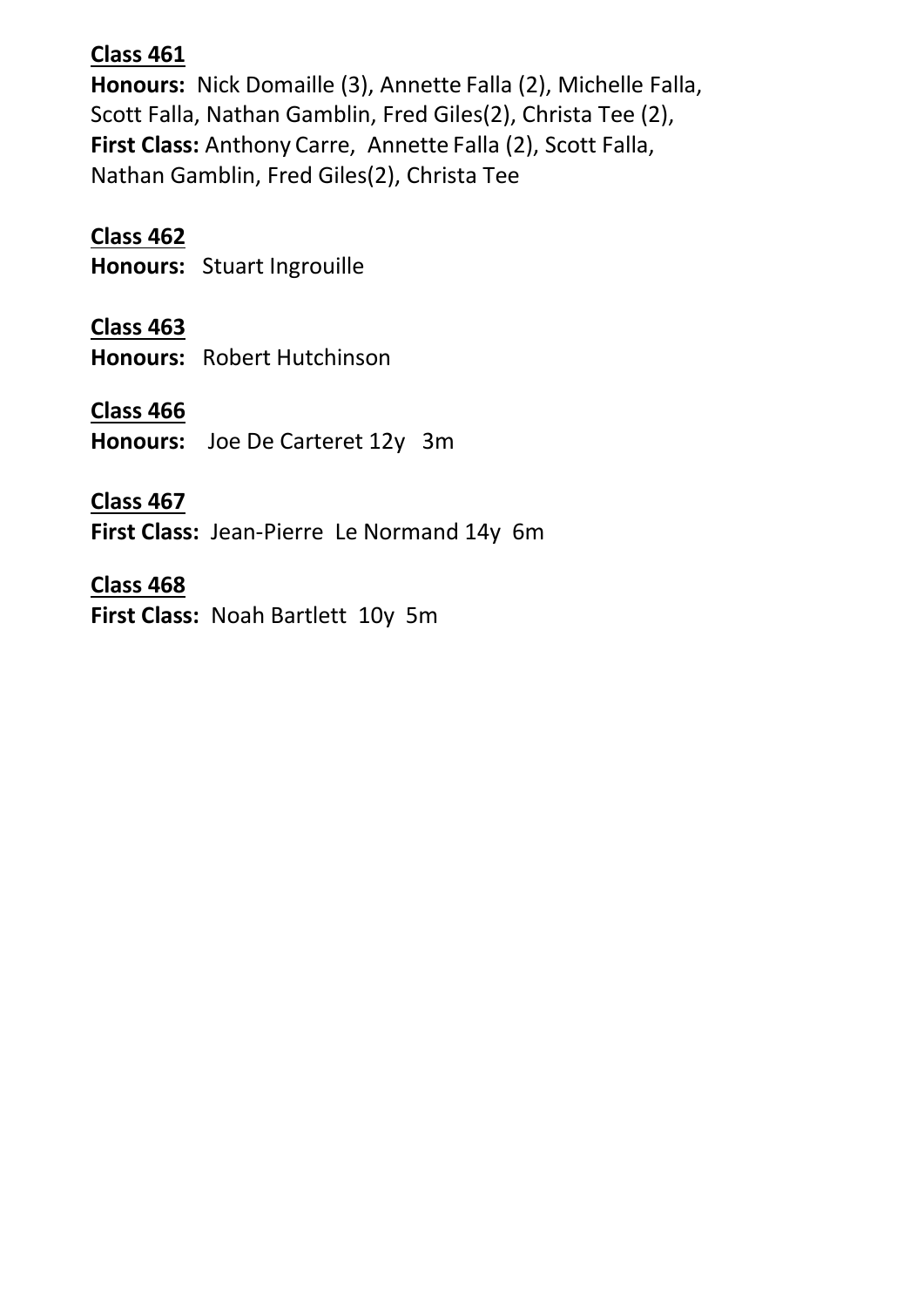**Class 461**

**Honours:** Nick Domaille (3), Annette Falla (2), Michelle Falla, Scott Falla, Nathan Gamblin, Fred Giles(2), Christa Tee (2),

**First Class:** Anthony Carre, Annette Falla (2), Scott Falla, Nathan Gamblin, Fred Giles(2), Christa Tee

**Class 462**

**Honours:** Stuart Ingrouille

**Class 463**

**Honours:** Robert Hutchinson

**Class 466**

**Honours:** Joe De Carteret 12y 3m

**Class 467**

**First Class:** Jean-Pierre Le Normand 14y 6m

**Class 468**

**First Class:** Noah Bartlett 10y 5m